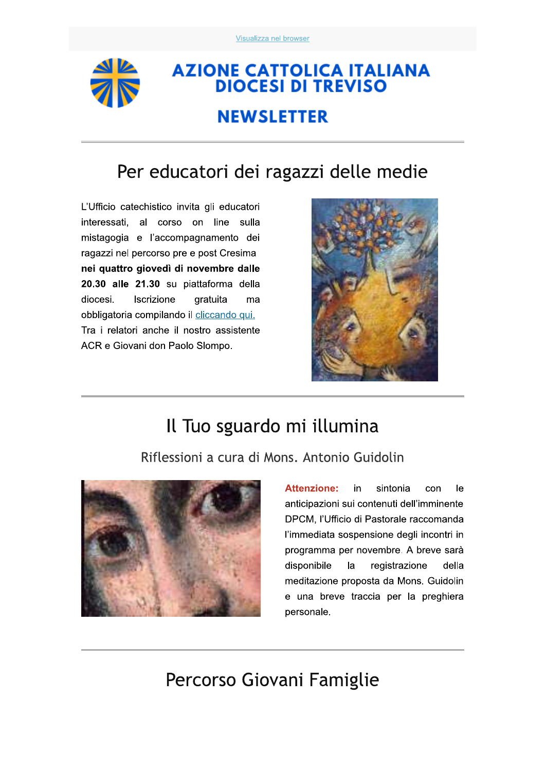Visualizza nel browser

# AZIONE CATTOLICA ITALIANA DIOCESI DI TREVISO

## NEWSLETTER

---

## Per educatori dei ragazzi delle medie

L'Ufficio catechistico invita gli educatori interessati, al corso on line sulla mistagogia e l'accompagnamento dei ragazzi nel percorso pre e post Cresima **nei quattro giovedì di novembre dalle 20.30 alle 21.30** su piattaforma della diocesi. Iscrizione gratuita ma obbligatoria compilando il cliccando qui. Tra i relatori anche il nostro assistente ACR e Giovani don Paolo Slompo.

---

## Il Tuo sguardo mi illumina

### Riflessioni a cura di Mons. Antonio Guidolin

**Attenzione:** in sintonia con le anticipazioni sui contenuti dell'imminente DPCM, l'Ufficio di Pastorale raccomanda l'immediata sospensione degli incontri in programma per novembre. A breve sarà disponibile la registrazione della meditazione proposta da Mons. Guidolin e una breve traccia per la preghiera personale.

---

## Percorso Giovani Famiglie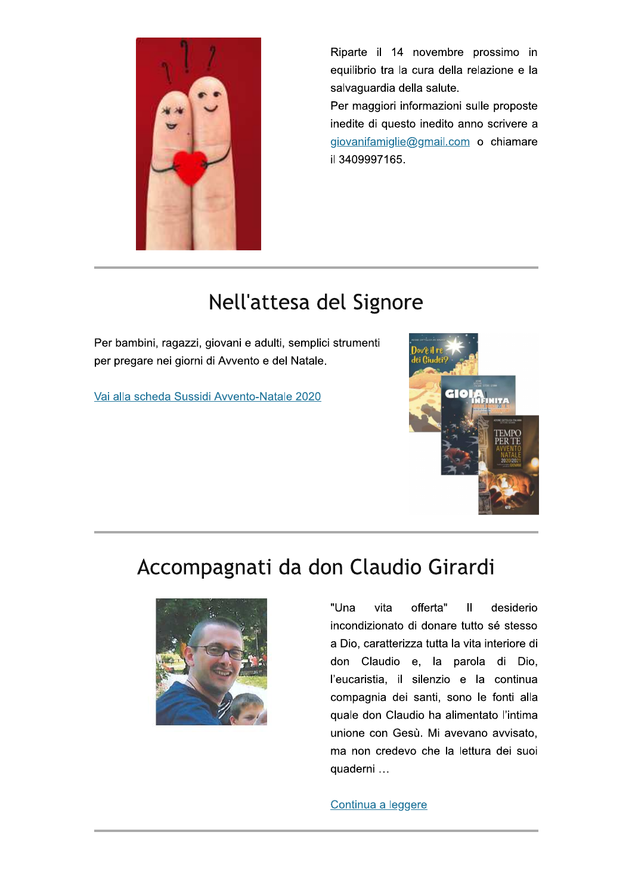Riparte il 14 novembre prossimo in equilibrio tra la cura della relazione e la salvaguardia della salute.
Per maggiori informazioni sulle proposte inedite di questo inedito anno scrivere a giovanifamiglie@gmail.com o chiamare il 3409997165.

---

## Nell'attesa del Signore

Per bambini, ragazzi, giovani e adulti, semplici strumenti per pregare nei giorni di Avvento e del Natale.

[Vai alla scheda Sussidi Avvento-Natale 2020]

---

## Accompagnati da don Claudio Girardi

"Una vita offerta" Il desiderio incondizionato di donare tutto sé stesso a Dio, caratterizza tutta la vita interiore di don Claudio e, la parola di Dio, l'eucaristia, il silenzio e la continua compagnia dei santi, sono le fonti alla quale don Claudio ha alimentato l'intima unione con Gesù. Mi avevano avvisato, ma non credevo che la lettura dei suoi quaderni …

[Continua a leggere]

---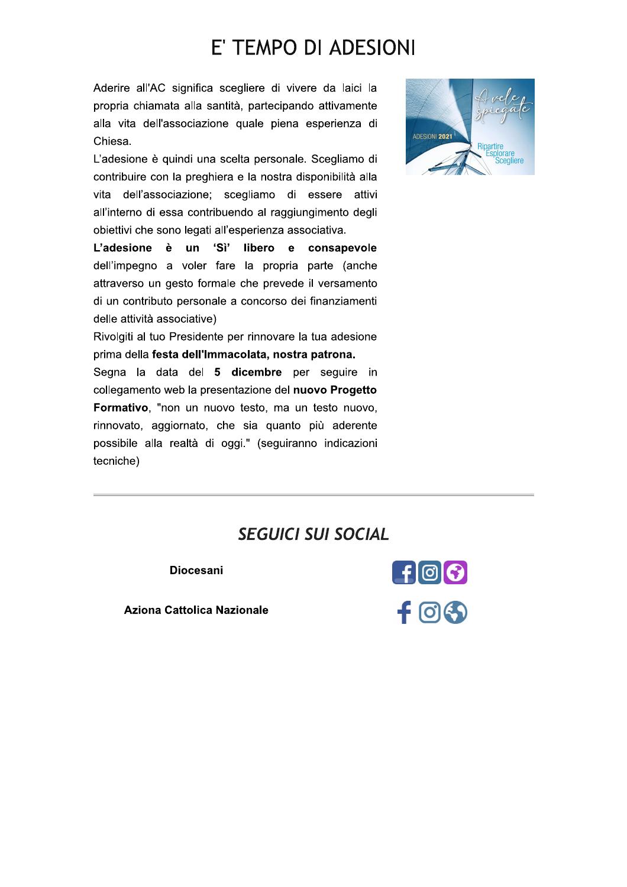# E' TEMPO DI ADESIONI

Aderire all'AC significa scegliere di vivere da laici la propria chiamata alla santità, partecipando attivamente alla vita dell'associazione quale piena esperienza di Chiesa.

L'adesione è quindi una scelta personale. Scegliamo di contribuire con la preghiera e la nostra disponibilità alla vita dell'associazione; scegliamo di essere attivi all'interno di essa contribuendo al raggiungimento degli obiettivi che sono legati all'esperienza associativa.

**L'adesione è un 'Sì' libero e consapevole** dell'impegno a voler fare la propria parte (anche attraverso un gesto formale che prevede il versamento di un contributo personale a concorso dei finanziamenti delle attività associative)

Rivolgiti al tuo Presidente per rinnovare la tua adesione prima della **festa dell'Immacolata, nostra patrona.**

Segna la data del **5 dicembre** per seguire in collegamento web la presentazione del **nuovo Progetto Formativo**, "non un nuovo testo, ma un testo nuovo, rinnovato, aggiornato, che sia quanto più aderente possibile alla realtà di oggi." (seguiranno indicazioni tecniche)

A vele spiegate

ADESIONI 2021

Ripartire
Esplorare
Scegliere

---

## *SEGUICI SUI SOCIAL*

**Diocesani**

**Aziona Cattolica Nazionale**